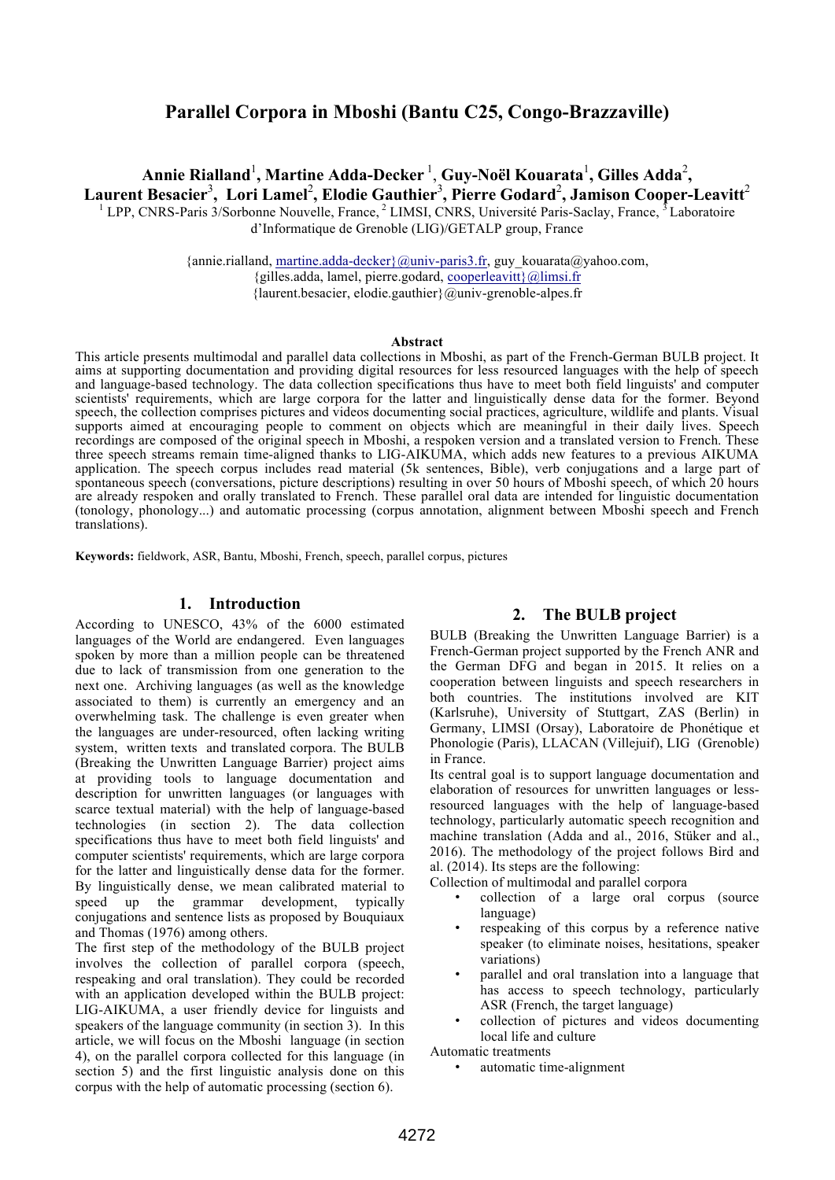# Parallel Corpora in Mboshi (Bantu C25, Congo-Brazzaville)

**Annie Rialland[1], Martine Adda-Decker [1], Guy-Noël Kouarata[1], Gilles Adda[2], Laurent Besacier[3], Lori Lamel[2], Elodie Gauthier[3], Pierre Godard[2], Jamison Cooper-Leavitt[2]**

[1] LPP, CNRS-Paris 3/Sorbonne Nouvelle, France, [2] LIMSI, CNRS, Université Paris-Saclay, France, [3] Laboratoire d'Informatique de Grenoble (LIG)/GETALP group, France

{annie.rialland, martine.adda-decker}@univ-paris3.fr, guy_kouarata@yahoo.com,
{gilles.adda, lamel, pierre.godard, cooperleavitt}@limsi.fr
{laurent.besacier, elodie.gauthier}@univ-grenoble-alpes.fr

**Abstract**

This article presents multimodal and parallel data collections in Mboshi, as part of the French-German BULB project. It aims at supporting documentation and providing digital resources for less resourced languages with the help of speech and language-based technology. The data collection specifications thus have to meet both field linguists' and computer scientists' requirements, which are large corpora for the latter and linguistically dense data for the former. Beyond speech, the collection comprises pictures and videos documenting social practices, agriculture, wildlife and plants. Visual supports aimed at encouraging people to comment on objects which are meaningful in their daily lives. Speech recordings are composed of the original speech in Mboshi, a respoken version and a translated version to French. These three speech streams remain time-aligned thanks to LIG-AIKUMA, which adds new features to a previous AIKUMA application. The speech corpus includes read material (5k sentences, Bible), verb conjugations and a large part of spontaneous speech (conversations, picture descriptions) resulting in over 50 hours of Mboshi speech, of which 20 hours are already respoken and orally translated to French. These parallel oral data are intended for linguistic documentation (tonology, phonology...) and automatic processing (corpus annotation, alignment between Mboshi speech and French translations).

**Keywords:** fieldwork, ASR, Bantu, Mboshi, French, speech, parallel corpus, pictures

## 1. Introduction

According to UNESCO, 43% of the 6000 estimated languages of the World are endangered. Even languages spoken by more than a million people can be threatened due to lack of transmission from one generation to the next one. Archiving languages (as well as the knowledge associated to them) is currently an emergency and an overwhelming task. The challenge is even greater when the languages are under-resourced, often lacking writing system, written texts and translated corpora. The BULB (Breaking the Unwritten Language Barrier) project aims at providing tools to language documentation and description for unwritten languages (or languages with scarce textual material) with the help of language-based technologies (in section 2). The data collection specifications thus have to meet both field linguists' and computer scientists' requirements, which are large corpora for the latter and linguistically dense data for the former. By linguistically dense, we mean calibrated material to speed up the grammar development, typically conjugations and sentence lists as proposed by Bouquiaux and Thomas (1976) among others.

The first step of the methodology of the BULB project involves the collection of parallel corpora (speech, respeaking and oral translation). They could be recorded with an application developed within the BULB project: LIG-AIKUMA, a user friendly device for linguists and speakers of the language community (in section 3). In this article, we will focus on the Mboshi language (in section 4), on the parallel corpora collected for this language (in section 5) and the first linguistic analysis done on this corpus with the help of automatic processing (section 6).

## 2. The BULB project

BULB (Breaking the Unwritten Language Barrier) is a French-German project supported by the French ANR and the German DFG and began in 2015. It relies on a cooperation between linguists and speech researchers in both countries. The institutions involved are KIT (Karlsruhe), University of Stuttgart, ZAS (Berlin) in Germany, LIMSI (Orsay), Laboratoire de Phonétique et Phonologie (Paris), LLACAN (Villejuif), LIG (Grenoble) in France.

Its central goal is to support language documentation and elaboration of resources for unwritten languages or less-resourced languages with the help of language-based technology, particularly automatic speech recognition and machine translation (Adda and al., 2016, Stüker and al., 2016). The methodology of the project follows Bird and al. (2014). Its steps are the following:

Collection of multimodal and parallel corpora

- collection of a large oral corpus (source language)
- respeaking of this corpus by a reference native speaker (to eliminate noises, hesitations, speaker variations)
- parallel and oral translation into a language that has access to speech technology, particularly ASR (French, the target language)
- collection of pictures and videos documenting local life and culture

Automatic treatments

- automatic time-alignment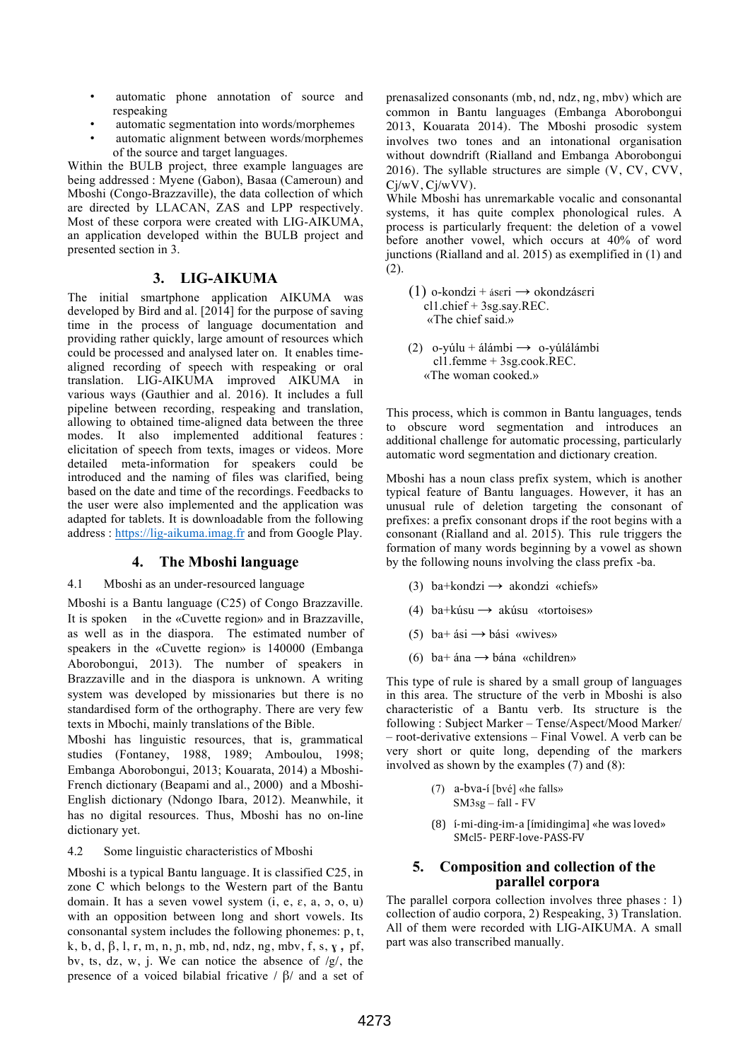- automatic phone annotation of source and respeaking
- automatic segmentation into words/morphemes
- automatic alignment between words/morphemes of the source and target languages.

Within the BULB project, three example languages are being addressed : Myene (Gabon), Basaa (Cameroun) and Mboshi (Congo-Brazzaville), the data collection of which are directed by LLACAN, ZAS and LPP respectively. Most of these corpora were created with LIG-AIKUMA, an application developed within the BULB project and presented section in 3.

## 3. LIG-AIKUMA

The initial smartphone application AIKUMA was developed by Bird and al. [2014] for the purpose of saving time in the process of language documentation and providing rather quickly, large amount of resources which could be processed and analysed later on. It enables time-aligned recording of speech with respeaking or oral translation. LIG-AIKUMA improved AIKUMA in various ways (Gauthier and al. 2016). It includes a full pipeline between recording, respeaking and translation, allowing to obtained time-aligned data between the three modes. It also implemented additional features : elicitation of speech from texts, images or videos. More detailed meta-information for speakers could be introduced and the naming of files was clarified, being based on the date and time of the recordings. Feedbacks to the user were also implemented and the application was adapted for tablets. It is downloadable from the following address : https://lig-aikuma.imag.fr and from Google Play.

## 4. The Mboshi language

### 4.1 Mboshi as an under-resourced language

Mboshi is a Bantu language (C25) of Congo Brazzaville. It is spoken in the «Cuvette region» and in Brazzaville, as well as in the diaspora. The estimated number of speakers in the «Cuvette region» is 140000 (Embanga Aborobongui, 2013). The number of speakers in Brazzaville and in the diaspora is unknown. A writing system was developed by missionaries but there is no standardised form of the orthography. There are very few texts in Mbochi, mainly translations of the Bible.

Mboshi has linguistic resources, that is, grammatical studies (Fontaney, 1988, 1989; Amboulou, 1998; Embanga Aborobongui, 2013; Kouarata, 2014) a Mboshi-French dictionary (Beapami and al., 2000) and a Mboshi-English dictionary (Ndongo Ibara, 2012). Meanwhile, it has no digital resources. Thus, Mboshi has no on-line dictionary yet.

### 4.2 Some linguistic characteristics of Mboshi

Mboshi is a typical Bantu language. It is classified C25, in zone C which belongs to the Western part of the Bantu domain. It has a seven vowel system (i, e, ɛ, a, ɔ, o, u) with an opposition between long and short vowels. Its consonantal system includes the following phonemes: p, t, k, b, d, β, l, r, m, n, ɲ, mb, nd, ndz, ng, mbv, f, s, ɣ, pf, bv, ts, dz, w, j. We can notice the absence of /g/, the presence of a voiced bilabial fricative / β/ and a set of prenasalized consonants (mb, nd, ndz, ng, mbv) which are common in Bantu languages (Embanga Aborobongui 2013, Kouarata 2014). The Mboshi prosodic system involves two tones and an intonational organisation without downdrift (Rialland and Embanga Aborobongui 2016). The syllable structures are simple (V, CV, CVV, Cj/wV, Cj/wVV).

While Mboshi has unremarkable vocalic and consonantal systems, it has quite complex phonological rules. A process is particularly frequent: the deletion of a vowel before another vowel, which occurs at 40% of word junctions (Rialland and al. 2015) as exemplified in (1) and (2).

(1) o-kondzi + ásɛri ⟶ okondzásɛri
cl1.chief + 3sg.say.REC.
«The chief said.»

(2) o-yúlu + álámbi ⟶ o-yúlálámbi
cl1.femme + 3sg.cook.REC.
«The woman cooked.»

This process, which is common in Bantu languages, tends to obscure word segmentation and introduces an additional challenge for automatic processing, particularly automatic word segmentation and dictionary creation.

Mboshi has a noun class prefix system, which is another typical feature of Bantu languages. However, it has an unusual rule of deletion targeting the consonant of prefixes: a prefix consonant drops if the root begins with a consonant (Rialland and al. 2015). This rule triggers the formation of many words beginning by a vowel as shown by the following nouns involving the class prefix -ba.

(3) ba+kondzi ⟶ akondzi «chiefs»

(4) ba+kúsu ⟶ akúsu «tortoises»

(5) ba+ ási ⟶ bási «wives»

(6) ba+ ána ⟶ bána «children»

This type of rule is shared by a small group of languages in this area. The structure of the verb in Mboshi is also characteristic of a Bantu verb. Its structure is the following : Subject Marker – Tense/Aspect/Mood Marker/ – root-derivative extensions – Final Vowel. A verb can be very short or quite long, depending of the markers involved as shown by the examples (7) and (8):

(7) a-bva-í [bvé] «he falls»
SM3sg – fall - FV

(8) í-mi-ding-im-a [ímidingima] «he was loved»
SMcl5- PERF-love-PASS-FV

## 5. Composition and collection of the parallel corpora

The parallel corpora collection involves three phases : 1) collection of audio corpora, 2) Respeaking, 3) Translation. All of them were recorded with LIG-AIKUMA. A small part was also transcribed manually.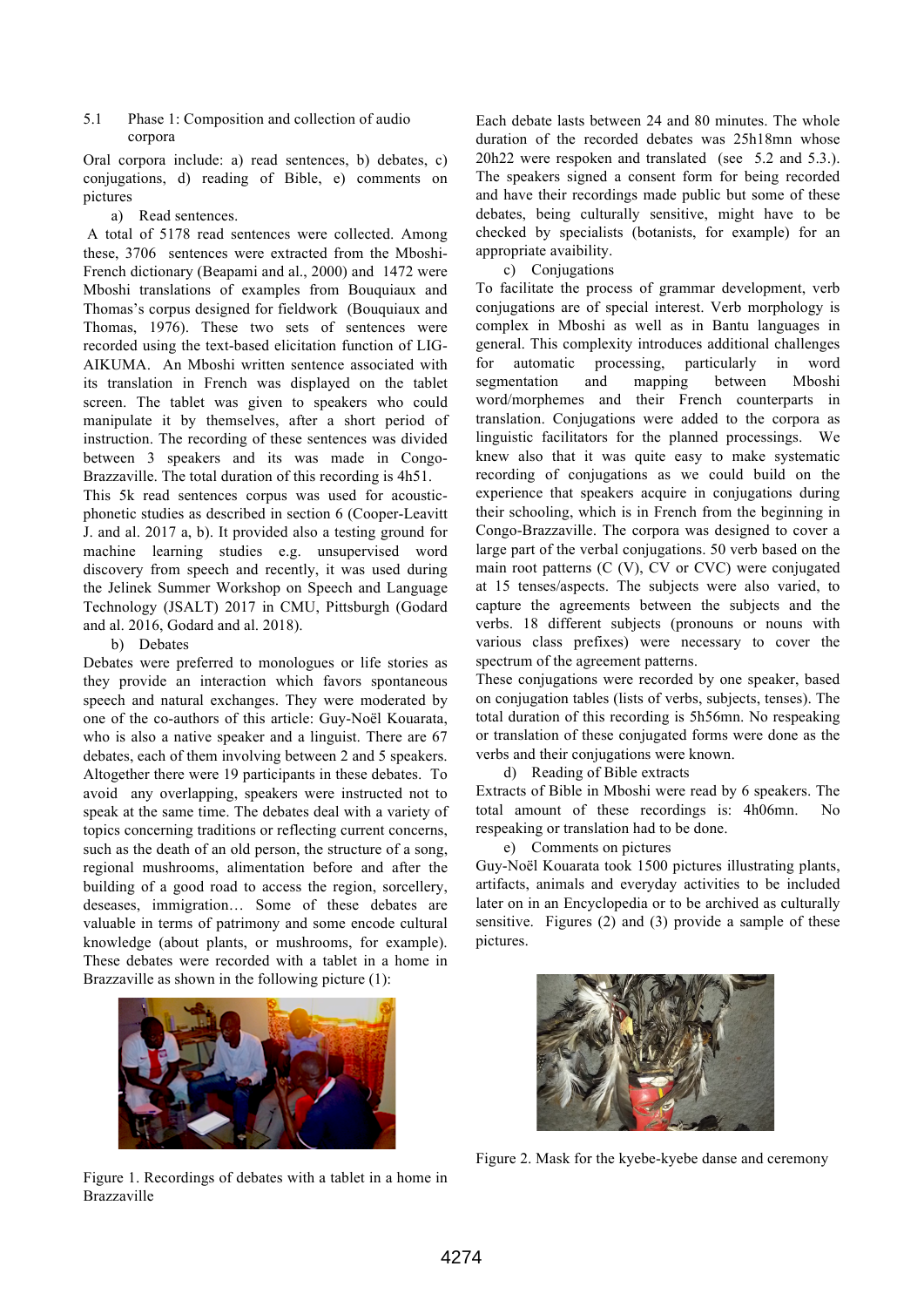### 5.1 Phase 1: Composition and collection of audio corpora

Oral corpora include: a) read sentences, b) debates, c) conjugations, d) reading of Bible, e) comments on pictures

a) Read sentences.

A total of 5178 read sentences were collected. Among these, 3706 sentences were extracted from the Mboshi-French dictionary (Beapami and al., 2000) and 1472 were Mboshi translations of examples from Bouquiaux and Thomas's corpus designed for fieldwork (Bouquiaux and Thomas, 1976). These two sets of sentences were recorded using the text-based elicitation function of LIG-AIKUMA. An Mboshi written sentence associated with its translation in French was displayed on the tablet screen. The tablet was given to speakers who could manipulate it by themselves, after a short period of instruction. The recording of these sentences was divided between 3 speakers and its was made in Congo-Brazzaville. The total duration of this recording is 4h51.

This 5k read sentences corpus was used for acoustic-phonetic studies as described in section 6 (Cooper-Leavitt J. and al. 2017 a, b). It provided also a testing ground for machine learning studies e.g. unsupervised word discovery from speech and recently, it was used during the Jelinek Summer Workshop on Speech and Language Technology (JSALT) 2017 in CMU, Pittsburgh (Godard and al. 2016, Godard and al. 2018).

b) Debates

Debates were preferred to monologues or life stories as they provide an interaction which favors spontaneous speech and natural exchanges. They were moderated by one of the co-authors of this article: Guy-Noël Kouarata, who is also a native speaker and a linguist. There are 67 debates, each of them involving between 2 and 5 speakers. Altogether there were 19 participants in these debates. To avoid any overlapping, speakers were instructed not to speak at the same time. The debates deal with a variety of topics concerning traditions or reflecting current concerns, such as the death of an old person, the structure of a song, regional mushrooms, alimentation before and after the building of a good road to access the region, sorcellery, deseases, immigration… Some of these debates are valuable in terms of patrimony and some encode cultural knowledge (about plants, or mushrooms, for example). These debates were recorded with a tablet in a home in Brazzaville as shown in the following picture (1):

Figure 1. Recordings of debates with a tablet in a home in Brazzaville

Each debate lasts between 24 and 80 minutes. The whole duration of the recorded debates was 25h18mn whose 20h22 were respoken and translated (see 5.2 and 5.3.). The speakers signed a consent form for being recorded and have their recordings made public but some of these debates, being culturally sensitive, might have to be checked by specialists (botanists, for example) for an appropriate avaibility.

c) Conjugations

To facilitate the process of grammar development, verb conjugations are of special interest. Verb morphology is complex in Mboshi as well as in Bantu languages in general. This complexity introduces additional challenges for automatic processing, particularly in word segmentation and mapping between Mboshi word/morphemes and their French counterparts in translation. Conjugations were added to the corpora as linguistic facilitators for the planned processings. We knew also that it was quite easy to make systematic recording of conjugations as we could build on the experience that speakers acquire in conjugations during their schooling, which is in French from the beginning in Congo-Brazzaville. The corpora was designed to cover a large part of the verbal conjugations. 50 verb based on the main root patterns (C (V), CV or CVC) were conjugated at 15 tenses/aspects. The subjects were also varied, to capture the agreements between the subjects and the verbs. 18 different subjects (pronouns or nouns with various class prefixes) were necessary to cover the spectrum of the agreement patterns.

These conjugations were recorded by one speaker, based on conjugation tables (lists of verbs, subjects, tenses). The total duration of this recording is 5h56mn. No respeaking or translation of these conjugated forms were done as the verbs and their conjugations were known.

d) Reading of Bible extracts

Extracts of Bible in Mboshi were read by 6 speakers. The total amount of these recordings is: 4h06mn. No respeaking or translation had to be done.

e) Comments on pictures

Guy-Noël Kouarata took 1500 pictures illustrating plants, artifacts, animals and everyday activities to be included later on in an Encyclopedia or to be archived as culturally sensitive. Figures (2) and (3) provide a sample of these pictures.

Figure 2. Mask for the kyebe-kyebe danse and ceremony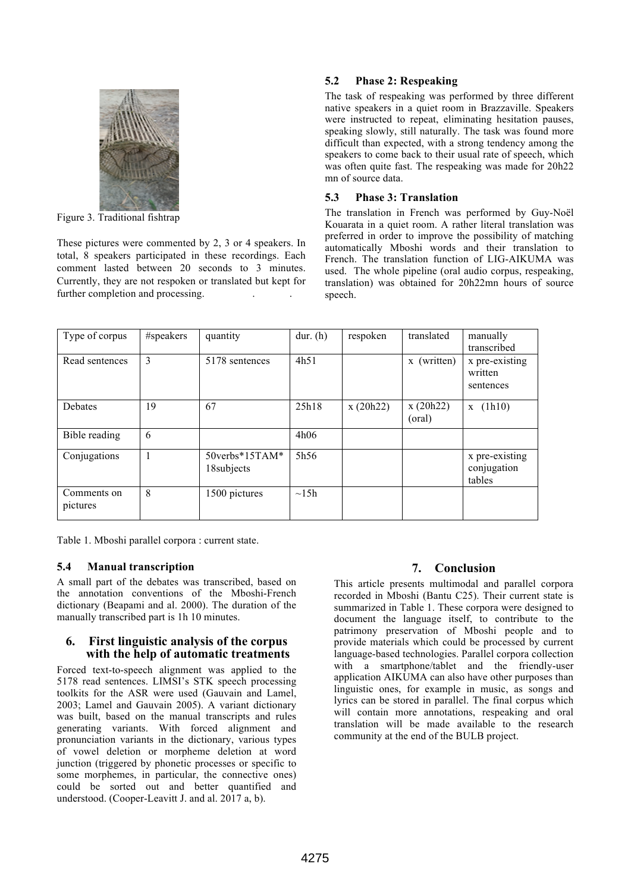Figure 3. Traditional fishtrap

These pictures were commented by 2, 3 or 4 speakers. In total, 8 speakers participated in these recordings. Each comment lasted between 20 seconds to 3 minutes. Currently, they are not respoken or translated but kept for further completion and processing.

### 5.2 Phase 2: Respeaking

The task of respeaking was performed by three different native speakers in a quiet room in Brazzaville. Speakers were instructed to repeat, eliminating hesitation pauses, speaking slowly, still naturally. The task was found more difficult than expected, with a strong tendency among the speakers to come back to their usual rate of speech, which was often quite fast. The respeaking was made for 20h22 mn of source data.

### 5.3 Phase 3: Translation

The translation in French was performed by Guy-Noël Kouarata in a quiet room. A rather literal translation was preferred in order to improve the possibility of matching automatically Mboshi words and their translation to French. The translation function of LIG-AIKUMA was used. The whole pipeline (oral audio corpus, respeaking, translation) was obtained for 20h22mn hours of source speech.

| Type of corpus | #speakers | quantity | dur. (h) | respoken | translated | manually transcribed |
| --- | --- | --- | --- | --- | --- | --- |
| Read sentences | 3 | 5178 sentences | 4h51 | | x (written) | x pre-existing written sentences |
| Debates | 19 | 67 | 25h18 | x (20h22) | x (20h22) (oral) | x (1h10) |
| Bible reading | 6 | | 4h06 | | | |
| Conjugations | 1 | 50verbs*15TAM*18subjects | 5h56 | | | x pre-existing conjugation tables |
| Comments on pictures | 8 | 1500 pictures | ~15h | | | |

Table 1. Mboshi parallel corpora : current state.

### 5.4 Manual transcription

A small part of the debates was transcribed, based on the annotation conventions of the Mboshi-French dictionary (Beapami and al. 2000). The duration of the manually transcribed part is 1h 10 minutes.

## 6. First linguistic analysis of the corpus with the help of automatic treatments

Forced text-to-speech alignment was applied to the 5178 read sentences. LIMSI's STK speech processing toolkits for the ASR were used (Gauvain and Lamel, 2003; Lamel and Gauvain 2005). A variant dictionary was built, based on the manual transcripts and rules generating variants. With forced alignment and pronunciation variants in the dictionary, various types of vowel deletion or morpheme deletion at word junction (triggered by phonetic processes or specific to some morphemes, in particular, the connective ones) could be sorted out and better quantified and understood. (Cooper-Leavitt J. and al. 2017 a, b).

## 7. Conclusion

This article presents multimodal and parallel corpora recorded in Mboshi (Bantu C25). Their current state is summarized in Table 1. These corpora were designed to document the language itself, to contribute to the patrimony preservation of Mboshi people and to provide materials which could be processed by current language-based technologies. Parallel corpora collection with a smartphone/tablet and the friendly-user application AIKUMA can also have other purposes than linguistic ones, for example in music, as songs and lyrics can be stored in parallel. The final corpus which will contain more annotations, respeaking and oral translation will be made available to the research community at the end of the BULB project.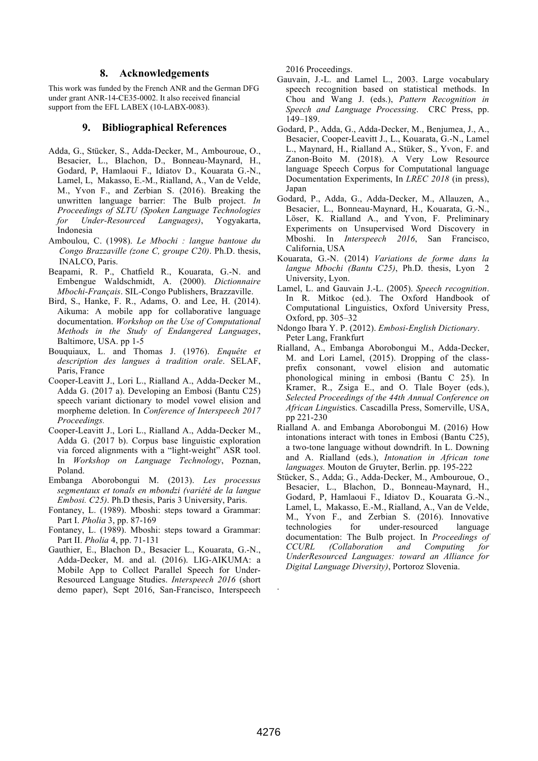## 8. Acknowledgements

This work was funded by the French ANR and the German DFG under grant ANR-14-CE35-0002. It also received financial support from the EFL LABEX (10-LABX-0083).

## 9. Bibliographical References

Adda, G., Stücker, S., Adda-Decker, M., Ambouroue, O., Besacier, L., Blachon, D., Bonneau-Maynard, H., Godard, P, Hamlaoui F., Idiatov D., Kouarata G.-N., Lamel, L, Makasso, E.-M., Rialland, A., Van de Velde, M., Yvon F., and Zerbian S. (2016). Breaking the unwritten language barrier: The Bulb project. *In Proceedings of SLTU (Spoken Language Technologies for Under-Resourced Languages)*, Yogyakarta, Indonesia

Amboulou, C. (1998). *Le Mbochi : langue bantoue du Congo Brazzaville (zone C, groupe C20)*. Ph.D. thesis, INALCO, Paris.

Beapami, R. P., Chatfield R., Kouarata, G.-N. and Embengue Waldschmidt, A. (2000). *Dictionnaire Mbochi-Français*. SIL-Congo Publishers, Brazzaville.

Bird, S., Hanke, F. R., Adams, O. and Lee, H. (2014). Aikuma: A mobile app for collaborative language documentation. *Workshop on the Use of Computational Methods in the Study of Endangered Languages*, Baltimore, USA. pp 1-5

Bouquiaux, L. and Thomas J. (1976). *Enquête et description des langues à tradition orale*. SELAF, Paris, France

Cooper-Leavitt J., Lori L., Rialland A., Adda-Decker M., Adda G. (2017 a). Developing an Embosi (Bantu C25) speech variant dictionary to model vowel elision and morpheme deletion. In *Conference of Interspeech 2017 Proceedings.*

Cooper-Leavitt J., Lori L., Rialland A., Adda-Decker M., Adda G. (2017 b). Corpus base linguistic exploration via forced alignments with a "light-weight" ASR tool. In *Workshop on Language Technology*, Poznan, Poland.

Embanga Aborobongui M. (2013). *Les processus segmentaux et tonals en mbondzi (variété de la langue Embosi. C25)*. Ph.D thesis, Paris 3 University, Paris.

Fontaney, L. (1989). Mboshi: steps toward a Grammar: Part I. *Pholia* 3, pp. 87-169

Fontaney, L. (1989). Mboshi: steps toward a Grammar: Part II. *Pholia* 4, pp. 71-131

Gauthier, E., Blachon D., Besacier L., Kouarata, G.-N., Adda-Decker, M. and al. (2016). LIG-AIKUMA: a Mobile App to Collect Parallel Speech for Under-Resourced Language Studies. *Interspeech 2016* (short demo paper), Sept 2016, San-Francisco, Interspeech 2016 Proceedings.

Gauvain, J.-L. and Lamel L., 2003. Large vocabulary speech recognition based on statistical methods. In Chou and Wang J. (eds.), *Pattern Recognition in Speech and Language Processing*. CRC Press, pp. 149–189.

Godard, P., Adda, G., Adda-Decker, M., Benjumea, J., A., Besacier, Cooper-Leavitt J., L., Kouarata, G.-N., Lamel L., Maynard, H., Rialland A., Stüker, S., Yvon, F. and Zanon-Boito M. (2018). A Very Low Resource language Speech Corpus for Computational language Documentation Experiments, In *LREC 2018* (in press), Japan

Godard, P., Adda, G., Adda-Decker, M., Allauzen, A., Besacier, L., Bonneau-Maynard, H., Kouarata, G.-N., Löser, K. Rialland A., and Yvon, F. Preliminary Experiments on Unsupervised Word Discovery in Mboshi. In *Interspeech 2016*, San Francisco, California, USA

Kouarata, G.-N. (2014) *Variations de forme dans la langue Mbochi (Bantu C25)*, Ph.D. thesis, Lyon 2 University, Lyon.

Lamel, L. and Gauvain J.-L. (2005). *Speech recognition*. In R. Mitkoc (ed.). The Oxford Handbook of Computational Linguistics, Oxford University Press, Oxford, pp. 305–32

Ndongo Ibara Y. P. (2012). *Embosi-English Dictionary*. Peter Lang, Frankfurt

Rialland, A., Embanga Aborobongui M., Adda-Decker, M. and Lori Lamel, (2015). Dropping of the class-prefix consonant, vowel elision and automatic phonological mining in embosi (Bantu C 25). In Kramer, R., Zsiga E., and O. Tlale Boyer (eds.), *Selected Proceedings of the 44th Annual Conference on African Linguistics*. Cascadilla Press, Somerville, USA, pp 221-230

Rialland A. and Embanga Aborobongui M. (2016) How intonations interact with tones in Embosi (Bantu C25), a two-tone language without downdrift. In L. Downing and A. Rialland (eds.), *Intonation in African tone languages.* Mouton de Gruyter, Berlin. pp. 195-222

Stücker, S., Adda; G., Adda-Decker, M., Ambouroue, O., Besacier, L., Blachon, D., Bonneau-Maynard, H., Godard, P, Hamlaoui F., Idiatov D., Kouarata G.-N., Lamel, L, Makasso, E.-M., Rialland, A., Van de Velde, M., Yvon F., and Zerbian S. (2016). Innovative technologies for under-resourced language documentation: The Bulb project. In *Proceedings of CCURL (Collaboration and Computing for UnderResourced Languages: toward an Alliance for Digital Language Diversity)*, Portoroz Slovenia.